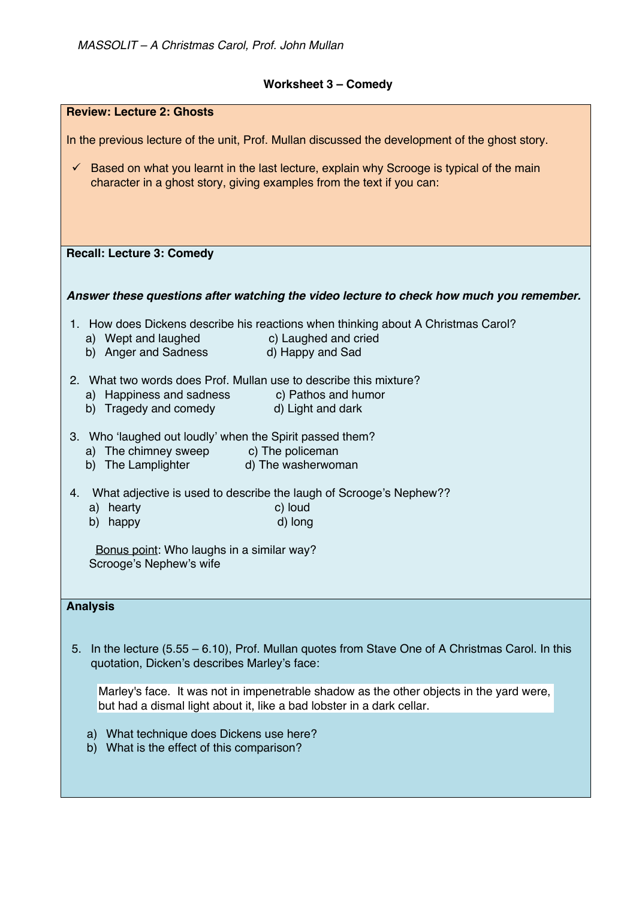*MASSOLIT – A Christmas Carol, Prof. John Mullan*

# Worksheet 3 – Comedy

## Review: Lecture 2: Ghosts

In the previous lecture of the unit, Prof. Mullan discussed the development of the ghost story.

- ✓ Based on what you learnt in the last lecture, explain why Scrooge is typical of the main character in a ghost story, giving examples from the text if you can:

## Recall: Lecture 3: Comedy

***Answer these questions after watching the video lecture to check how much you remember.***

1. How does Dickens describe his reactions when thinking about A Christmas Carol?
   a) Wept and laughed
   b) Anger and Sadness
   c) Laughed and cried
   d) Happy and Sad

2. What two words does Prof. Mullan use to describe this mixture?
   a) Happiness and sadness
   b) Tragedy and comedy
   c) Pathos and humor
   d) Light and dark

3. Who 'laughed out loudly' when the Spirit passed them?
   a) The chimney sweep
   b) The Lamplighter
   c) The policeman
   d) The washerwoman

4. What adjective is used to describe the laugh of Scrooge's Nephew??
   a) hearty
   b) happy
   c) loud
   d) long

   <u>Bonus point</u>: Who laughs in a similar way?
   Scrooge's Nephew's wife

## Analysis

5. In the lecture (5.55 – 6.10), Prof. Mullan quotes from Stave One of A Christmas Carol. In this quotation, Dicken's describes Marley's face:

   > Marley's face. It was not in impenetrable shadow as the other objects in the yard were, but had a dismal light about it, like a bad lobster in a dark cellar.

   a) What technique does Dickens use here?
   b) What is the effect of this comparison?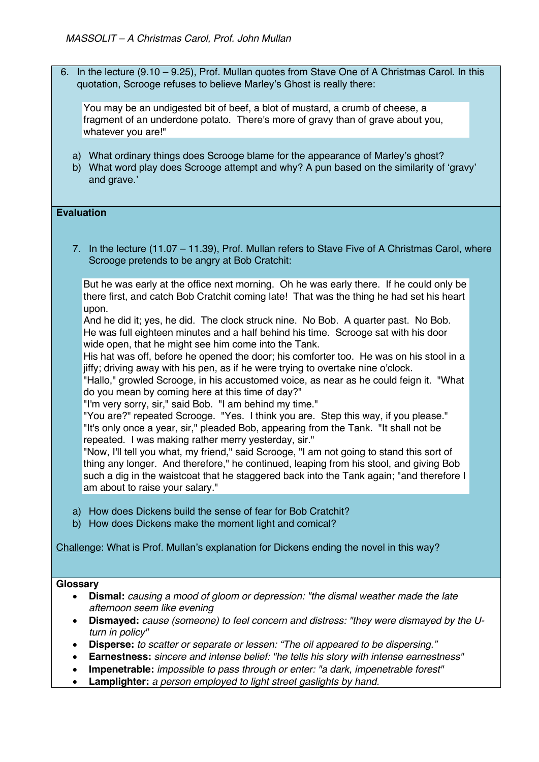6. In the lecture (9.10 – 9.25), Prof. Mullan quotes from Stave One of A Christmas Carol. In this quotation, Scrooge refuses to believe Marley's Ghost is really there:

> You may be an undigested bit of beef, a blot of mustard, a crumb of cheese, a fragment of an underdone potato. There's more of gravy than of grave about you, whatever you are!"

   a) What ordinary things does Scrooge blame for the appearance of Marley's ghost?
   b) What word play does Scrooge attempt and why? A pun based on the similarity of 'gravy' and grave.'

**Evaluation**

7. In the lecture (11.07 – 11.39), Prof. Mullan refers to Stave Five of A Christmas Carol, where Scrooge pretends to be angry at Bob Cratchit:

> But he was early at the office next morning. Oh he was early there. If he could only be there first, and catch Bob Cratchit coming late! That was the thing he had set his heart upon.
> And he did it; yes, he did. The clock struck nine. No Bob. A quarter past. No Bob. He was full eighteen minutes and a half behind his time. Scrooge sat with his door wide open, that he might see him come into the Tank.
> His hat was off, before he opened the door; his comforter too. He was on his stool in a jiffy; driving away with his pen, as if he were trying to overtake nine o'clock.
> "Hallo," growled Scrooge, in his accustomed voice, as near as he could feign it. "What do you mean by coming here at this time of day?"
> "I'm very sorry, sir," said Bob. "I am behind my time."
> "You are?" repeated Scrooge. "Yes. I think you are. Step this way, if you please."
> "It's only once a year, sir," pleaded Bob, appearing from the Tank. "It shall not be repeated. I was making rather merry yesterday, sir."
> "Now, I'll tell you what, my friend," said Scrooge, "I am not going to stand this sort of thing any longer. And therefore," he continued, leaping from his stool, and giving Bob such a dig in the waistcoat that he staggered back into the Tank again; "and therefore I am about to raise your salary."

   a) How does Dickens build the sense of fear for Bob Cratchit?
   b) How does Dickens make the moment light and comical?

Challenge: What is Prof. Mullan's explanation for Dickens ending the novel in this way?

**Glossary**

- **Dismal:** *causing a mood of gloom or depression: "the dismal weather made the late afternoon seem like evening*
- **Dismayed:** *cause (someone) to feel concern and distress: "they were dismayed by the U-turn in policy"*
- **Disperse:** *to scatter or separate or lessen: "The oil appeared to be dispersing."*
- **Earnestness:** *sincere and intense belief: "he tells his story with intense earnestness"*
- **Impenetrable:** *impossible to pass through or enter: "a dark, impenetrable forest"*
- **Lamplighter:** *a person employed to light street gaslights by hand.*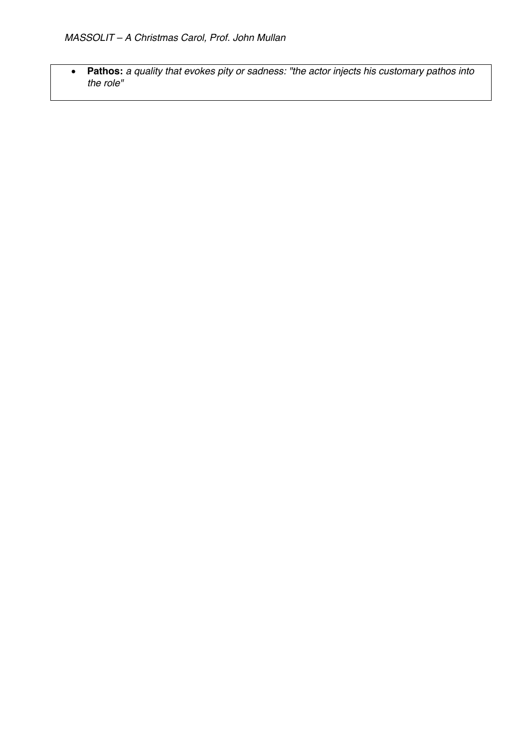- **Pathos:** *a quality that evokes pity or sadness: "the actor injects his customary pathos into the role"*